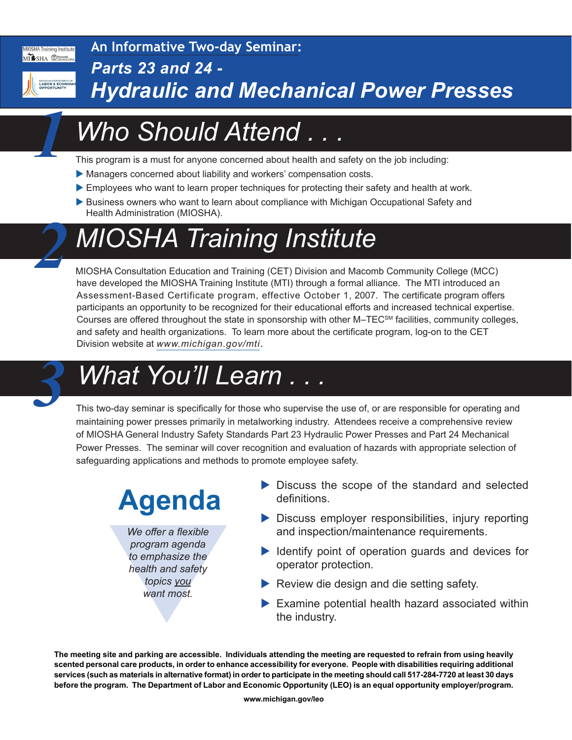MIOSHA Training Institute

An Informative Two-day Seminar:

# *Parts 23 and 24 - Hydraulic and Mechanical Power Presses*

## 1 *Who Should Attend . . .*

This program is a must for anyone concerned about health and safety on the job including:

- Managers concerned about liability and workers' compensation costs.
- Employees who want to learn proper techniques for protecting their safety and health at work.
- Business owners who want to learn about compliance with Michigan Occupational Safety and Health Administration (MIOSHA).

## 2 *MIOSHA Training Institute*

MIOSHA Consultation Education and Training (CET) Division and Macomb Community College (MCC) have developed the MIOSHA Training Institute (MTI) through a formal alliance. The MTI introduced an Assessment-Based Certificate program, effective October 1, 2007. The certificate program offers participants an opportunity to be recognized for their educational efforts and increased technical expertise. Courses are offered throughout the state in sponsorship with other M–TEC[SM] facilities, community colleges, and safety and health organizations. To learn more about the certificate program, log-on to the CET Division website at *www.michigan.gov/mti*.

## 3 *What You'll Learn . . .*

This two-day seminar is specifically for those who supervise the use of, or are responsible for operating and maintaining power presses primarily in metalworking industry. Attendees receive a comprehensive review of MIOSHA General Industry Safety Standards Part 23 Hydraulic Power Presses and Part 24 Mechanical Power Presses. The seminar will cover recognition and evaluation of hazards with appropriate selection of safeguarding applications and methods to promote employee safety.

## Agenda

*We offer a flexible program agenda to emphasize the health and safety topics you want most.*

- Discuss the scope of the standard and selected definitions.
- Discuss employer responsibilities, injury reporting and inspection/maintenance requirements.
- Identify point of operation guards and devices for operator protection.
- Review die design and die setting safety.
- Examine potential health hazard associated within the industry.

**The meeting site and parking are accessible. Individuals attending the meeting are requested to refrain from using heavily scented personal care products, in order to enhance accessibility for everyone. People with disabilities requiring additional services (such as materials in alternative format) in order to participate in the meeting should call 517-284-7720 at least 30 days before the program. The Department of Labor and Economic Opportunity (LEO) is an equal opportunity employer/program.**

**www.michigan.gov/leo**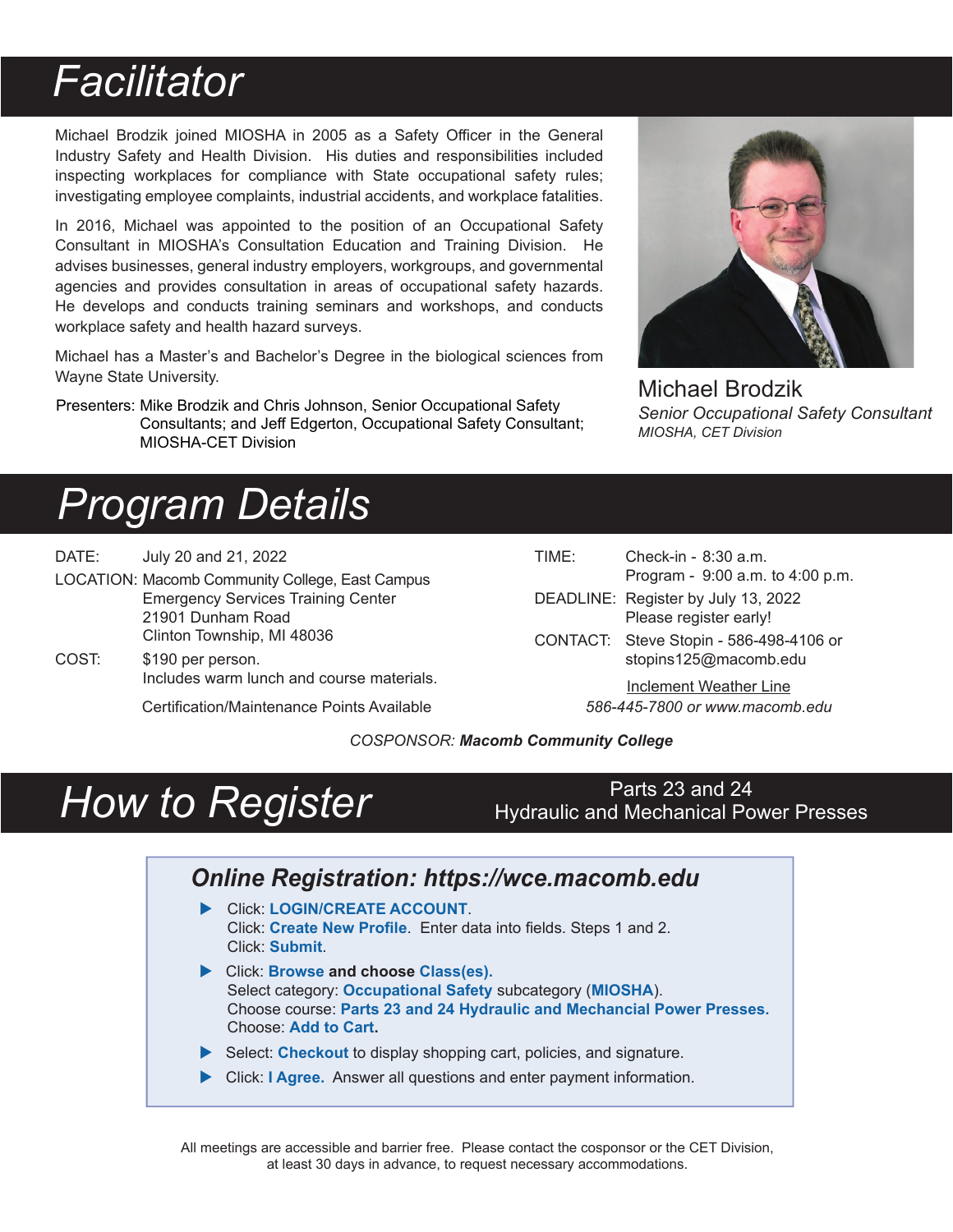# Facilitator

Michael Brodzik joined MIOSHA in 2005 as a Safety Officer in the General Industry Safety and Health Division. His duties and responsibilities included inspecting workplaces for compliance with State occupational safety rules; investigating employee complaints, industrial accidents, and workplace fatalities.

In 2016, Michael was appointed to the position of an Occupational Safety Consultant in MIOSHA's Consultation Education and Training Division. He advises businesses, general industry employers, workgroups, and governmental agencies and provides consultation in areas of occupational safety hazards. He develops and conducts training seminars and workshops, and conducts workplace safety and health hazard surveys.

Michael has a Master's and Bachelor's Degree in the biological sciences from Wayne State University.

Presenters: Mike Brodzik and Chris Johnson, Senior Occupational Safety Consultants; and Jeff Edgerton, Occupational Safety Consultant; MIOSHA-CET Division

Michael Brodzik
*Senior Occupational Safety Consultant*
*MIOSHA, CET Division*

# Program Details

DATE: July 20 and 21, 2022

LOCATION: Macomb Community College, East Campus
Emergency Services Training Center
21901 Dunham Road
Clinton Township, MI 48036

COST: $190 per person.
Includes warm lunch and course materials.

Certification/Maintenance Points Available

TIME: Check-in - 8:30 a.m.
Program - 9:00 a.m. to 4:00 p.m.

DEADLINE: Register by July 13, 2022
Please register early!

CONTACT: Steve Stopin - 586-498-4106 or stopins125@macomb.edu

Inclement Weather Line
*586-445-7800 or www.macomb.edu*

*COSPONSOR:* ***Macomb Community College***

# How to Register

Parts 23 and 24
Hydraulic and Mechanical Power Presses

## *Online Registration: https://wce.macomb.edu*

- Click: **LOGIN/CREATE ACCOUNT**.
  Click: **Create New Profile**. Enter data into fields. Steps 1 and 2.
  Click: **Submit**.
- Click: **Browse and choose Class(es).**
  Select category: **Occupational Safety** subcategory (**MIOSHA**).
  Choose course: **Parts 23 and 24 Hydraulic and Mechancial Power Presses.**
  Choose: **Add to Cart.**
- Select: **Checkout** to display shopping cart, policies, and signature.
- Click: **I Agree.** Answer all questions and enter payment information.

All meetings are accessible and barrier free. Please contact the cosponsor or the CET Division, at least 30 days in advance, to request necessary accommodations.